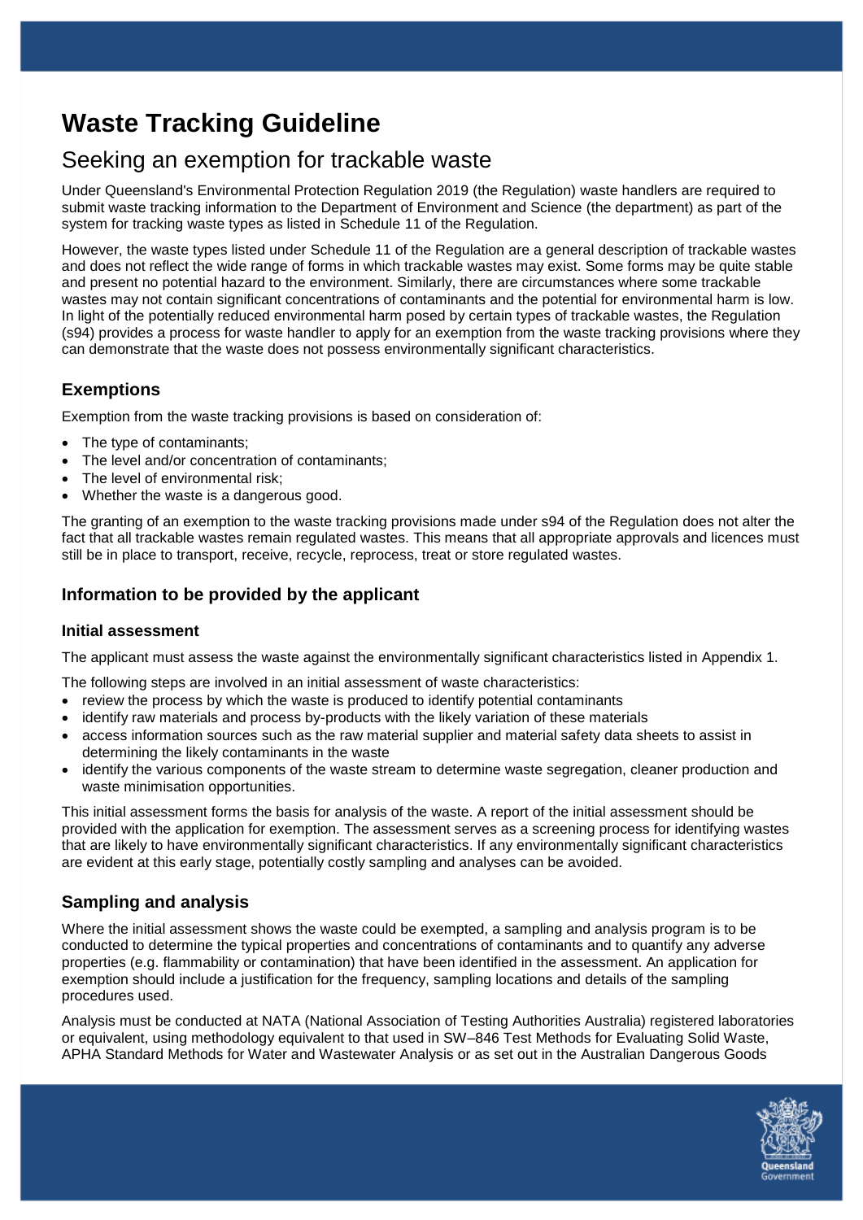# Waste Tracking Guideline

## Seeking an exemption for trackable waste

Under Queensland's Environmental Protection Regulation 2019 (the Regulation) waste handlers are required to submit waste tracking information to the Department of Environment and Science (the department) as part of the system for tracking waste types as listed in Schedule 11 of the Regulation.

However, the waste types listed under Schedule 11 of the Regulation are a general description of trackable wastes and does not reflect the wide range of forms in which trackable wastes may exist. Some forms may be quite stable and present no potential hazard to the environment. Similarly, there are circumstances where some trackable wastes may not contain significant concentrations of contaminants and the potential for environmental harm is low. In light of the potentially reduced environmental harm posed by certain types of trackable wastes, the Regulation (s94) provides a process for waste handler to apply for an exemption from the waste tracking provisions where they can demonstrate that the waste does not possess environmentally significant characteristics.

### Exemptions

Exemption from the waste tracking provisions is based on consideration of:

- The type of contaminants;
- The level and/or concentration of contaminants;
- The level of environmental risk;
- Whether the waste is a dangerous good.

The granting of an exemption to the waste tracking provisions made under s94 of the Regulation does not alter the fact that all trackable wastes remain regulated wastes. This means that all appropriate approvals and licences must still be in place to transport, receive, recycle, reprocess, treat or store regulated wastes.

### Information to be provided by the applicant

#### Initial assessment

The applicant must assess the waste against the environmentally significant characteristics listed in Appendix 1.

The following steps are involved in an initial assessment of waste characteristics:

- review the process by which the waste is produced to identify potential contaminants
- identify raw materials and process by-products with the likely variation of these materials
- access information sources such as the raw material supplier and material safety data sheets to assist in determining the likely contaminants in the waste
- identify the various components of the waste stream to determine waste segregation, cleaner production and waste minimisation opportunities.

This initial assessment forms the basis for analysis of the waste. A report of the initial assessment should be provided with the application for exemption. The assessment serves as a screening process for identifying wastes that are likely to have environmentally significant characteristics. If any environmentally significant characteristics are evident at this early stage, potentially costly sampling and analyses can be avoided.

### Sampling and analysis

Where the initial assessment shows the waste could be exempted, a sampling and analysis program is to be conducted to determine the typical properties and concentrations of contaminants and to quantify any adverse properties (e.g. flammability or contamination) that have been identified in the assessment. An application for exemption should include a justification for the frequency, sampling locations and details of the sampling procedures used.

Analysis must be conducted at NATA (National Association of Testing Authorities Australia) registered laboratories or equivalent, using methodology equivalent to that used in SW–846 Test Methods for Evaluating Solid Waste, APHA Standard Methods for Water and Wastewater Analysis or as set out in the Australian Dangerous Goods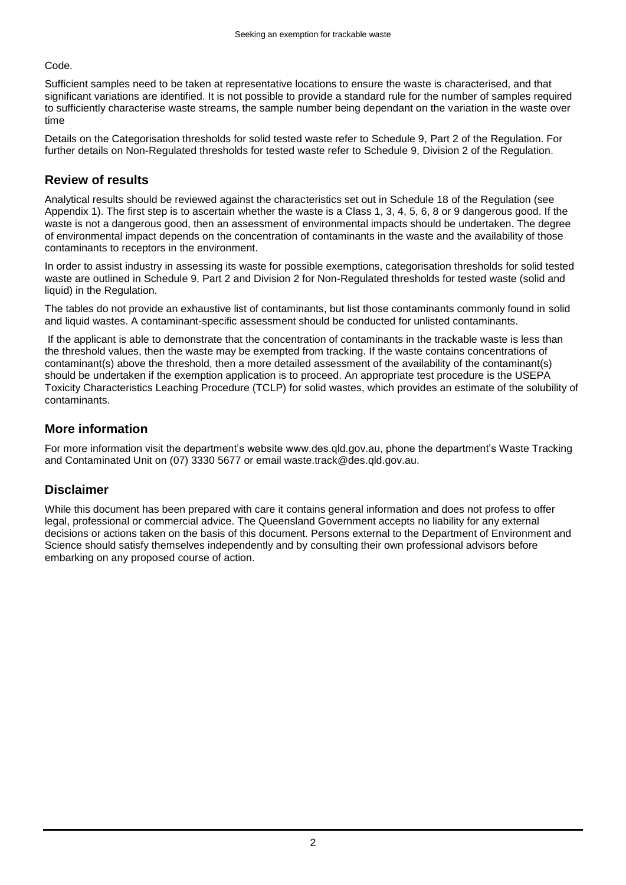Code.

Sufficient samples need to be taken at representative locations to ensure the waste is characterised, and that significant variations are identified. It is not possible to provide a standard rule for the number of samples required to sufficiently characterise waste streams, the sample number being dependant on the variation in the waste over time

Details on the Categorisation thresholds for solid tested waste refer to Schedule 9, Part 2 of the Regulation. For further details on Non-Regulated thresholds for tested waste refer to Schedule 9, Division 2 of the Regulation.

## Review of results

Analytical results should be reviewed against the characteristics set out in Schedule 18 of the Regulation (see Appendix 1). The first step is to ascertain whether the waste is a Class 1, 3, 4, 5, 6, 8 or 9 dangerous good. If the waste is not a dangerous good, then an assessment of environmental impacts should be undertaken. The degree of environmental impact depends on the concentration of contaminants in the waste and the availability of those contaminants to receptors in the environment.

In order to assist industry in assessing its waste for possible exemptions, categorisation thresholds for solid tested waste are outlined in Schedule 9, Part 2 and Division 2 for Non-Regulated thresholds for tested waste (solid and liquid) in the Regulation.

The tables do not provide an exhaustive list of contaminants, but list those contaminants commonly found in solid and liquid wastes. A contaminant-specific assessment should be conducted for unlisted contaminants.

If the applicant is able to demonstrate that the concentration of contaminants in the trackable waste is less than the threshold values, then the waste may be exempted from tracking. If the waste contains concentrations of contaminant(s) above the threshold, then a more detailed assessment of the availability of the contaminant(s) should be undertaken if the exemption application is to proceed. An appropriate test procedure is the USEPA Toxicity Characteristics Leaching Procedure (TCLP) for solid wastes, which provides an estimate of the solubility of contaminants.

## More information

For more information visit the department's website www.des.qld.gov.au, phone the department's Waste Tracking and Contaminated Unit on (07) 3330 5677 or email waste.track@des.qld.gov.au.

## Disclaimer

While this document has been prepared with care it contains general information and does not profess to offer legal, professional or commercial advice. The Queensland Government accepts no liability for any external decisions or actions taken on the basis of this document. Persons external to the Department of Environment and Science should satisfy themselves independently and by consulting their own professional advisors before embarking on any proposed course of action.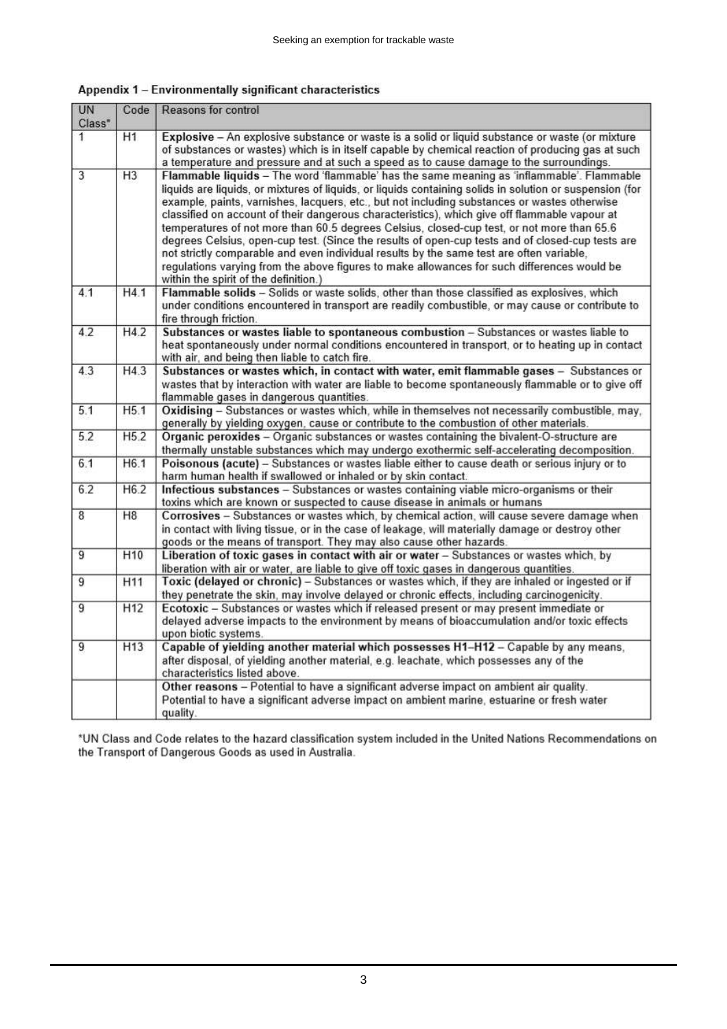## Appendix 1 – Environmentally significant characteristics

| UN Class* | Code | Reasons for control |
|---|---|---|
| 1 | H1 | **Explosive** – An explosive substance or waste is a solid or liquid substance or waste (or mixture of substances or wastes) which is in itself capable by chemical reaction of producing gas at such a temperature and pressure and at such a speed as to cause damage to the surroundings. |
| 3 | H3 | **Flammable liquids** – The word 'flammable' has the same meaning as 'inflammable'. Flammable liquids are liquids, or mixtures of liquids, or liquids containing solids in solution or suspension (for example, paints, varnishes, lacquers, etc., but not including substances or wastes otherwise classified on account of their dangerous characteristics), which give off flammable vapour at temperatures of not more than 60.5 degrees Celsius, closed-cup test, or not more than 65.6 degrees Celsius, open-cup test. (Since the results of open-cup tests and of closed-cup tests are not strictly comparable and even individual results by the same test are often variable, regulations varying from the above figures to make allowances for such differences would be within the spirit of the definition.) |
| 4.1 | H4.1 | **Flammable solids** – Solids or waste solids, other than those classified as explosives, which under conditions encountered in transport are readily combustible, or may cause or contribute to fire through friction. |
| 4.2 | H4.2 | **Substances or wastes liable to spontaneous combustion** – Substances or wastes liable to heat spontaneously under normal conditions encountered in transport, or to heating up in contact with air, and being then liable to catch fire. |
| 4.3 | H4.3 | **Substances or wastes which, in contact with water, emit flammable gases** – Substances or wastes that by interaction with water are liable to become spontaneously flammable or to give off flammable gases in dangerous quantities. |
| 5.1 | H5.1 | **Oxidising** – Substances or wastes which, while in themselves not necessarily combustible, may, generally by yielding oxygen, cause or contribute to the combustion of other materials. |
| 5.2 | H5.2 | **Organic peroxides** – Organic substances or wastes containing the bivalent-O-structure are thermally unstable substances which may undergo exothermic self-accelerating decomposition. |
| 6.1 | H6.1 | **Poisonous (acute)** – Substances or wastes liable either to cause death or serious injury or to harm human health if swallowed or inhaled or by skin contact. |
| 6.2 | H6.2 | **Infectious substances** – Substances or wastes containing viable micro-organisms or their toxins which are known or suspected to cause disease in animals or humans |
| 8 | H8 | **Corrosives** – Substances or wastes which, by chemical action, will cause severe damage when in contact with living tissue, or in the case of leakage, will materially damage or destroy other goods or the means of transport. They may also cause other hazards. |
| 9 | H10 | **Liberation of toxic gases in contact with air or water** – Substances or wastes which, by liberation with air or water, are liable to give off toxic gases in dangerous quantities. |
| 9 | H11 | **Toxic (delayed or chronic)** – Substances or wastes which, if they are inhaled or ingested or if they penetrate the skin, may involve delayed or chronic effects, including carcinogenicity. |
| 9 | H12 | **Ecotoxic** – Substances or wastes which if released present or may present immediate or delayed adverse impacts to the environment by means of bioaccumulation and/or toxic effects upon biotic systems. |
| 9 | H13 | **Capable of yielding another material which possesses H1–H12** – Capable by any means, after disposal, of yielding another material, e.g. leachate, which possesses any of the characteristics listed above. |
| | | **Other reasons** – Potential to have a significant adverse impact on ambient air quality. Potential to have a significant adverse impact on ambient marine, estuarine or fresh water quality. |

*UN Class and Code relates to the hazard classification system included in the United Nations Recommendations on the Transport of Dangerous Goods as used in Australia.